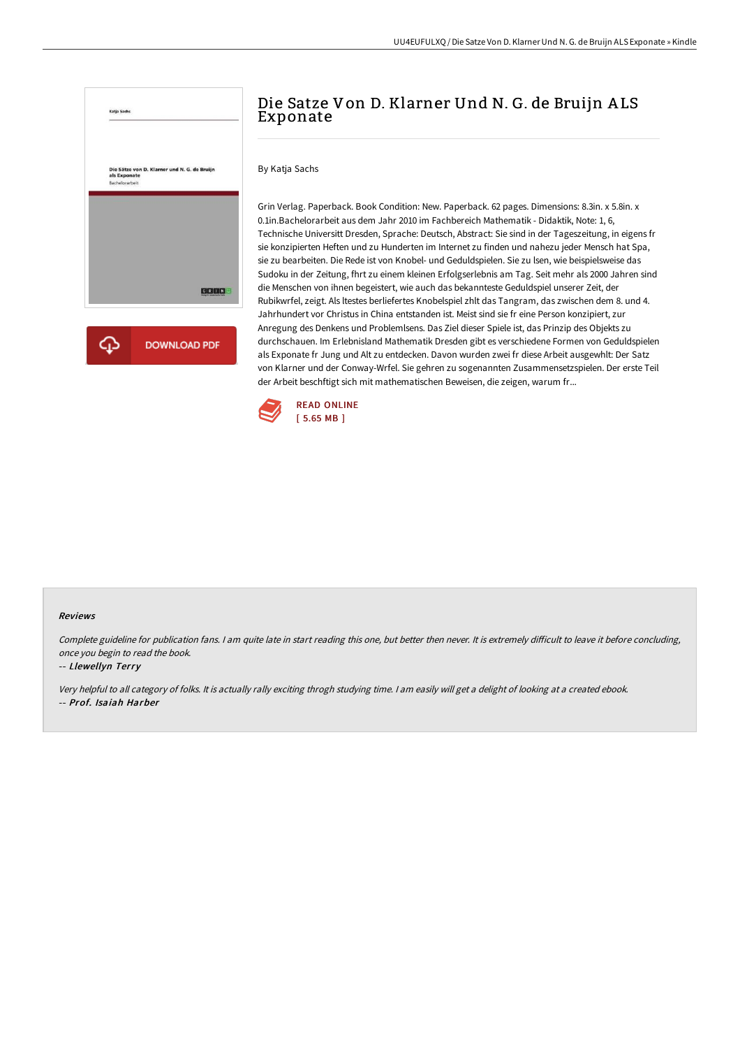# Die Satze Von D. Klarner Und N. G. de Bruijn ALS Exponate

By Katja Sachs

Grin Verlag. Paperback. Book Condition: New. Paperback. 62 pages. Dimensions: 8.3in. x 5.8in. x 0.1in.Bachelorarbeit aus dem Jahr 2010 im Fachbereich Mathematik - Didaktik, Note: 1, 6, Technische Universitt Dresden, Sprache: Deutsch, Abstract: Sie sind in der Tageszeitung, in eigens fr sie konzipierten Heften und zu Hunderten im Internet zu finden und nahezu jeder Mensch hat Spa, sie zu bearbeiten. Die Rede ist von Knobel- und Geduldspielen. Sie zu lsen, wie beispielsweise das Sudoku in der Zeitung, fhrt zu einem kleinen Erfolgserlebnis am Tag. Seit mehr als 2000 Jahren sind die Menschen von ihnen begeistert, wie auch das bekannteste Geduldspiel unserer Zeit, der Rubikwrfel, zeigt. Als ltestes berliefertes Knobelspiel zhlt das Tangram, das zwischen dem 8. und 4. Jahrhundert vor Christus in China entstanden ist. Meist sind sie fr eine Person konzipiert, zur Anregung des Denkens und Problemlsens. Das Ziel dieser Spiele ist, das Prinzip des Objekts zu durchschauen. Im Erlebnisland Mathematik Dresden gibt es verschiedene Formen von Geduldspielen als Exponate fr Jung und Alt zu entdecken. Davon wurden zwei fr diese Arbeit ausgewhlt: Der Satz von Klarner und der Conway-Wrfel. Sie gehren zu sogenannten Zusammensetzspielen. Der erste Teil der Arbeit beschftigt sich mit mathematischen Beweisen, die zeigen, warum fr...

READ ONLINE
[ 5.65 MB ]

### Reviews

*Complete guideline for publication fans. I am quite late in start reading this one, but better then never. It is extremely difficult to leave it before concluding, once you begin to read the book.*

-- *Llewellyn Terry*

*Very helpful to all category of folks. It is actually rally exciting throgh studying time. I am easily will get a delight of looking at a created ebook.*

-- *Prof. Isaiah Harber*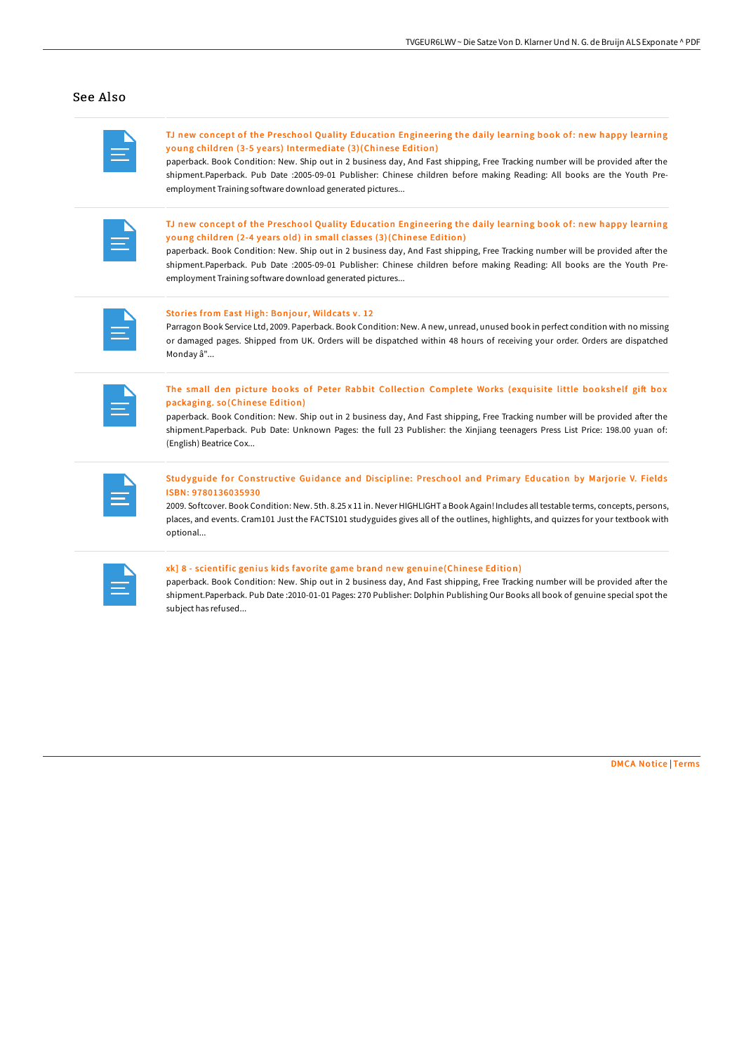## See Also

**TJ new concept of the Preschool Quality Education Engineering the daily learning book of: new happy learning young children (3-5 years) Intermediate (3)(Chinese Edition)**

paperback. Book Condition: New. Ship out in 2 business day, And Fast shipping, Free Tracking number will be provided after the shipment.Paperback. Pub Date :2005-09-01 Publisher: Chinese children before making Reading: All books are the Youth Pre-employment Training software download generated pictures...

**TJ new concept of the Preschool Quality Education Engineering the daily learning book of: new happy learning young children (2-4 years old) in small classes (3)(Chinese Edition)**

paperback. Book Condition: New. Ship out in 2 business day, And Fast shipping, Free Tracking number will be provided after the shipment.Paperback. Pub Date :2005-09-01 Publisher: Chinese children before making Reading: All books are the Youth Pre-employment Training software download generated pictures...

**Stories from East High: Bonjour, Wildcats v. 12**

Parragon Book Service Ltd, 2009. Paperback. Book Condition: New. A new, unread, unused book in perfect condition with no missing or damaged pages. Shipped from UK. Orders will be dispatched within 48 hours of receiving your order. Orders are dispatched Monday â"...

**The small den picture books of Peter Rabbit Collection Complete Works (exquisite little bookshelf gift box packaging. so(Chinese Edition)**

paperback. Book Condition: New. Ship out in 2 business day, And Fast shipping, Free Tracking number will be provided after the shipment.Paperback. Pub Date: Unknown Pages: the full 23 Publisher: the Xinjiang teenagers Press List Price: 198.00 yuan of: (English) Beatrice Cox...

**Studyguide for Constructive Guidance and Discipline: Preschool and Primary Education by Marjorie V. Fields ISBN: 9780136035930**

2009. Softcover. Book Condition: New. 5th. 8.25 x 11 in. Never HIGHLIGHT a Book Again! Includes all testable terms, concepts, persons, places, and events. Cram101 Just the FACTS101 studyguides gives all of the outlines, highlights, and quizzes for your textbook with optional...

**xk] 8 - scientific genius kids favorite game brand new genuine(Chinese Edition)**

paperback. Book Condition: New. Ship out in 2 business day, And Fast shipping, Free Tracking number will be provided after the shipment.Paperback. Pub Date :2010-01-01 Pages: 270 Publisher: Dolphin Publishing Our Books all book of genuine special spot the subject has refused...

DMCA Notice | Terms